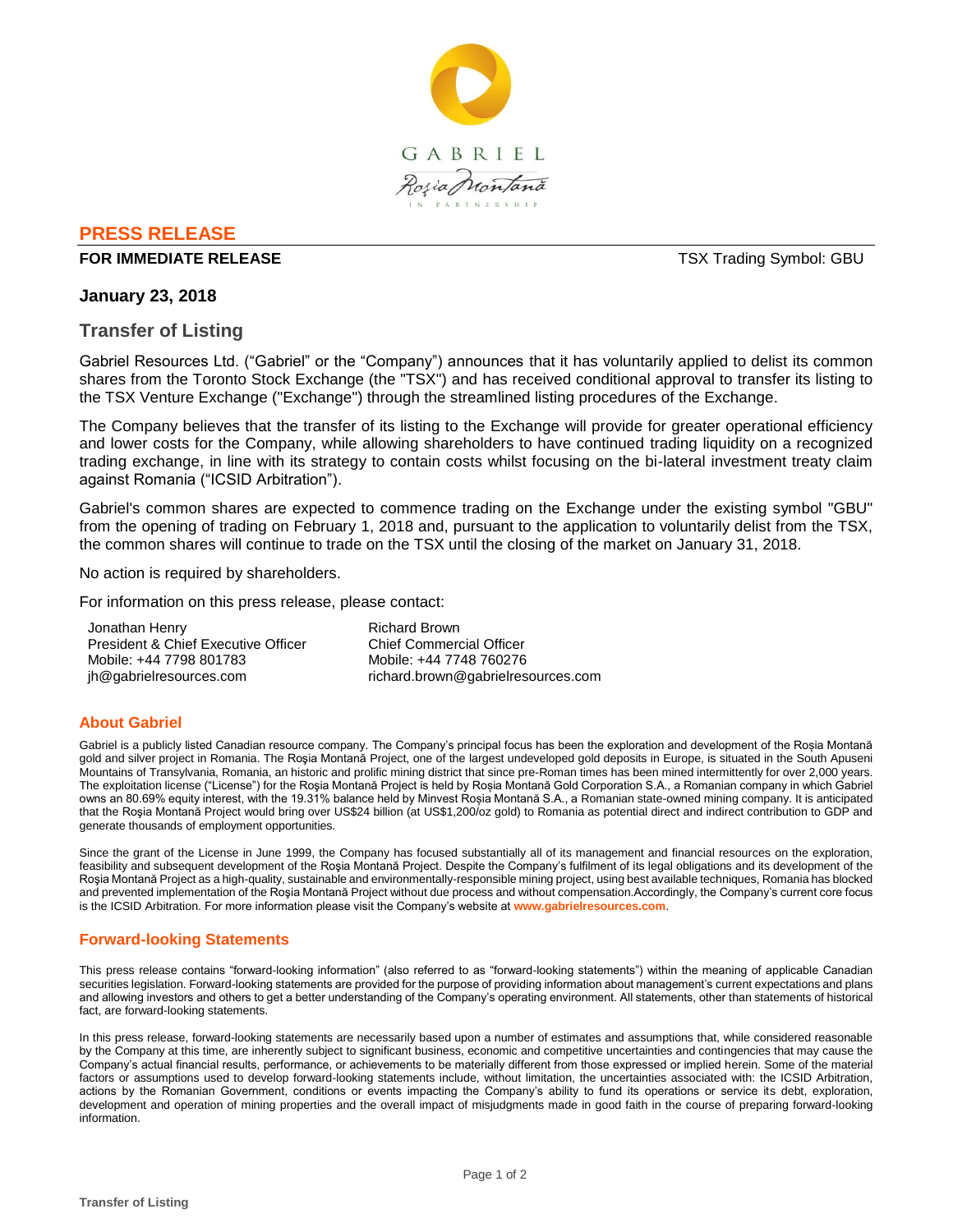GABRIEL

Roşia Montană

IN PARTNERSHIP

## PRESS RELEASE

**FOR IMMEDIATE RELEASE** TSX Trading Symbol: GBU

**January 23, 2018**

## Transfer of Listing

Gabriel Resources Ltd. ("Gabriel" or the "Company") announces that it has voluntarily applied to delist its common shares from the Toronto Stock Exchange (the "TSX") and has received conditional approval to transfer its listing to the TSX Venture Exchange ("Exchange") through the streamlined listing procedures of the Exchange.

The Company believes that the transfer of its listing to the Exchange will provide for greater operational efficiency and lower costs for the Company, while allowing shareholders to have continued trading liquidity on a recognized trading exchange, in line with its strategy to contain costs whilst focusing on the bi-lateral investment treaty claim against Romania ("ICSID Arbitration").

Gabriel's common shares are expected to commence trading on the Exchange under the existing symbol "GBU" from the opening of trading on February 1, 2018 and, pursuant to the application to voluntarily delist from the TSX, the common shares will continue to trade on the TSX until the closing of the market on January 31, 2018.

No action is required by shareholders.

For information on this press release, please contact:

Jonathan Henry
President & Chief Executive Officer
Mobile: +44 7798 801783
jh@gabrielresources.com

Richard Brown
Chief Commercial Officer
Mobile: +44 7748 760276
richard.brown@gabrielresources.com

### About Gabriel

Gabriel is a publicly listed Canadian resource company. The Company's principal focus has been the exploration and development of the Roşia Montană gold and silver project in Romania. The Roşia Montană Project, one of the largest undeveloped gold deposits in Europe, is situated in the South Apuseni Mountains of Transylvania, Romania, an historic and prolific mining district that since pre-Roman times has been mined intermittently for over 2,000 years. The exploitation license ("License") for the Roşia Montană Project is held by Roşia Montană Gold Corporation S.A., a Romanian company in which Gabriel owns an 80.69% equity interest, with the 19.31% balance held by Minvest Roşia Montană S.A., a Romanian state-owned mining company. It is anticipated that the Roşia Montană Project would bring over US$24 billion (at US$1,200/oz gold) to Romania as potential direct and indirect contribution to GDP and generate thousands of employment opportunities.

Since the grant of the License in June 1999, the Company has focused substantially all of its management and financial resources on the exploration, feasibility and subsequent development of the Roşia Montană Project. Despite the Company's fulfilment of its legal obligations and its development of the Roşia Montană Project as a high-quality, sustainable and environmentally-responsible mining project, using best available techniques, Romania has blocked and prevented implementation of the Roşia Montană Project without due process and without compensation.Accordingly, the Company's current core focus is the ICSID Arbitration. For more information please visit the Company's website at **www.gabrielresources.com**.

### Forward-looking Statements

This press release contains "forward-looking information" (also referred to as "forward-looking statements") within the meaning of applicable Canadian securities legislation. Forward-looking statements are provided for the purpose of providing information about management's current expectations and plans and allowing investors and others to get a better understanding of the Company's operating environment. All statements, other than statements of historical fact, are forward-looking statements.

In this press release, forward-looking statements are necessarily based upon a number of estimates and assumptions that, while considered reasonable by the Company at this time, are inherently subject to significant business, economic and competitive uncertainties and contingencies that may cause the Company's actual financial results, performance, or achievements to be materially different from those expressed or implied herein. Some of the material factors or assumptions used to develop forward-looking statements include, without limitation, the uncertainties associated with: the ICSID Arbitration, actions by the Romanian Government, conditions or events impacting the Company's ability to fund its operations or service its debt, exploration, development and operation of mining properties and the overall impact of misjudgments made in good faith in the course of preparing forward-looking information.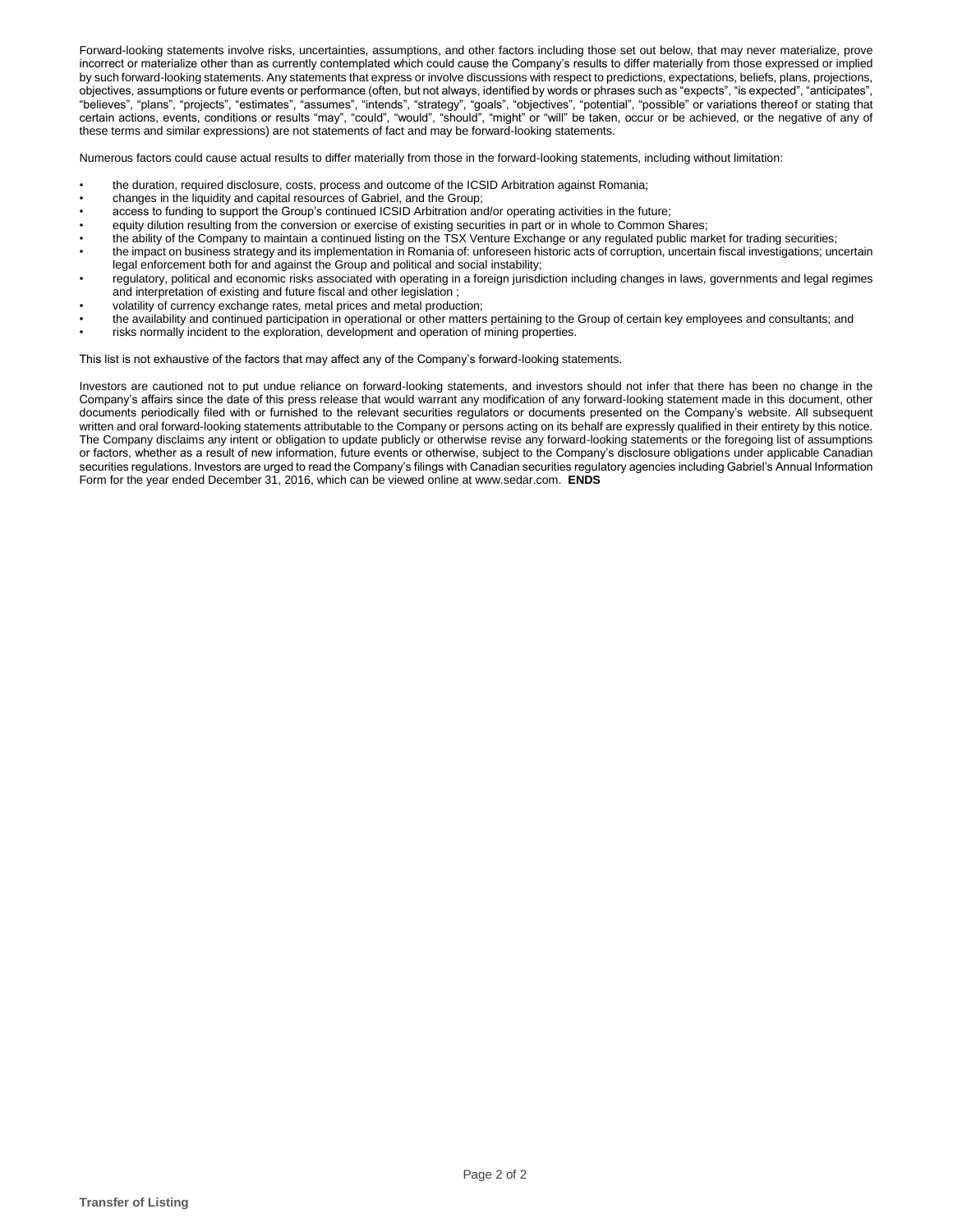Forward-looking statements involve risks, uncertainties, assumptions, and other factors including those set out below, that may never materialize, prove incorrect or materialize other than as currently contemplated which could cause the Company's results to differ materially from those expressed or implied by such forward-looking statements. Any statements that express or involve discussions with respect to predictions, expectations, beliefs, plans, projections, objectives, assumptions or future events or performance (often, but not always, identified by words or phrases such as "expects", "is expected", "anticipates", "believes", "plans", "projects", "estimates", "assumes", "intends", "strategy", "goals", "objectives", "potential", "possible" or variations thereof or stating that certain actions, events, conditions or results "may", "could", "would", "should", "might" or "will" be taken, occur or be achieved, or the negative of any of these terms and similar expressions) are not statements of fact and may be forward-looking statements.

Numerous factors could cause actual results to differ materially from those in the forward-looking statements, including without limitation:

- the duration, required disclosure, costs, process and outcome of the ICSID Arbitration against Romania;
- changes in the liquidity and capital resources of Gabriel, and the Group;
- access to funding to support the Group's continued ICSID Arbitration and/or operating activities in the future;
- equity dilution resulting from the conversion or exercise of existing securities in part or in whole to Common Shares;
- the ability of the Company to maintain a continued listing on the TSX Venture Exchange or any regulated public market for trading securities;
- the impact on business strategy and its implementation in Romania of: unforeseen historic acts of corruption, uncertain fiscal investigations; uncertain legal enforcement both for and against the Group and political and social instability;
- regulatory, political and economic risks associated with operating in a foreign jurisdiction including changes in laws, governments and legal regimes and interpretation of existing and future fiscal and other legislation ;
- volatility of currency exchange rates, metal prices and metal production;
- the availability and continued participation in operational or other matters pertaining to the Group of certain key employees and consultants; and
- risks normally incident to the exploration, development and operation of mining properties.

This list is not exhaustive of the factors that may affect any of the Company's forward-looking statements.

Investors are cautioned not to put undue reliance on forward-looking statements, and investors should not infer that there has been no change in the Company's affairs since the date of this press release that would warrant any modification of any forward-looking statement made in this document, other documents periodically filed with or furnished to the relevant securities regulators or documents presented on the Company's website. All subsequent written and oral forward-looking statements attributable to the Company or persons acting on its behalf are expressly qualified in their entirety by this notice. The Company disclaims any intent or obligation to update publicly or otherwise revise any forward-looking statements or the foregoing list of assumptions or factors, whether as a result of new information, future events or otherwise, subject to the Company's disclosure obligations under applicable Canadian securities regulations. Investors are urged to read the Company's filings with Canadian securities regulatory agencies including Gabriel's Annual Information Form for the year ended December 31, 2016, which can be viewed online at www.sedar.com. **ENDS**